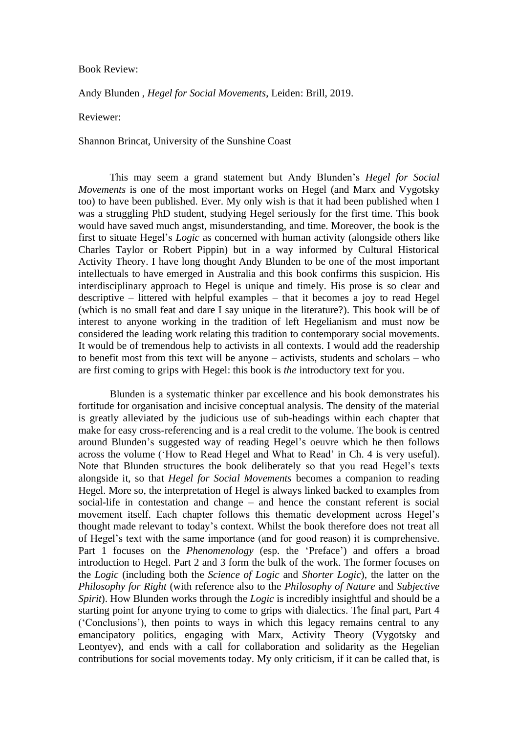Book Review:

Andy Blunden , *Hegel for Social Movements*, Leiden: Brill, 2019.

Reviewer:

Shannon Brincat, University of the Sunshine Coast

This may seem a grand statement but Andy Blunden's *Hegel for Social Movements* is one of the most important works on Hegel (and Marx and Vygotsky too) to have been published. Ever. My only wish is that it had been published when I was a struggling PhD student, studying Hegel seriously for the first time. This book would have saved much angst, misunderstanding, and time. Moreover, the book is the first to situate Hegel's *Logic* as concerned with human activity (alongside others like Charles Taylor or Robert Pippin) but in a way informed by Cultural Historical Activity Theory. I have long thought Andy Blunden to be one of the most important intellectuals to have emerged in Australia and this book confirms this suspicion. His interdisciplinary approach to Hegel is unique and timely. His prose is so clear and descriptive – littered with helpful examples – that it becomes a joy to read Hegel (which is no small feat and dare I say unique in the literature?). This book will be of interest to anyone working in the tradition of left Hegelianism and must now be considered the leading work relating this tradition to contemporary social movements. It would be of tremendous help to activists in all contexts. I would add the readership to benefit most from this text will be anyone – activists, students and scholars – who are first coming to grips with Hegel: this book is *the* introductory text for you.

Blunden is a systematic thinker par excellence and his book demonstrates his fortitude for organisation and incisive conceptual analysis. The density of the material is greatly alleviated by the judicious use of sub-headings within each chapter that make for easy cross-referencing and is a real credit to the volume. The book is centred around Blunden's suggested way of reading Hegel's oeuvre which he then follows across the volume ('How to Read Hegel and What to Read' in Ch. 4 is very useful). Note that Blunden structures the book deliberately so that you read Hegel's texts alongside it, so that *Hegel for Social Movements* becomes a companion to reading Hegel. More so, the interpretation of Hegel is always linked backed to examples from social-life in contestation and change – and hence the constant referent is social movement itself. Each chapter follows this thematic development across Hegel's thought made relevant to today's context. Whilst the book therefore does not treat all of Hegel's text with the same importance (and for good reason) it is comprehensive. Part 1 focuses on the *Phenomenology* (esp. the 'Preface') and offers a broad introduction to Hegel. Part 2 and 3 form the bulk of the work. The former focuses on the *Logic* (including both the *Science of Logic* and *Shorter Logic*), the latter on the *Philosophy for Right* (with reference also to the *Philosophy of Nature* and *Subjective Spirit*). How Blunden works through the *Logic* is incredibly insightful and should be a starting point for anyone trying to come to grips with dialectics. The final part, Part 4 ('Conclusions'), then points to ways in which this legacy remains central to any emancipatory politics, engaging with Marx, Activity Theory (Vygotsky and Leontyev), and ends with a call for collaboration and solidarity as the Hegelian contributions for social movements today. My only criticism, if it can be called that, is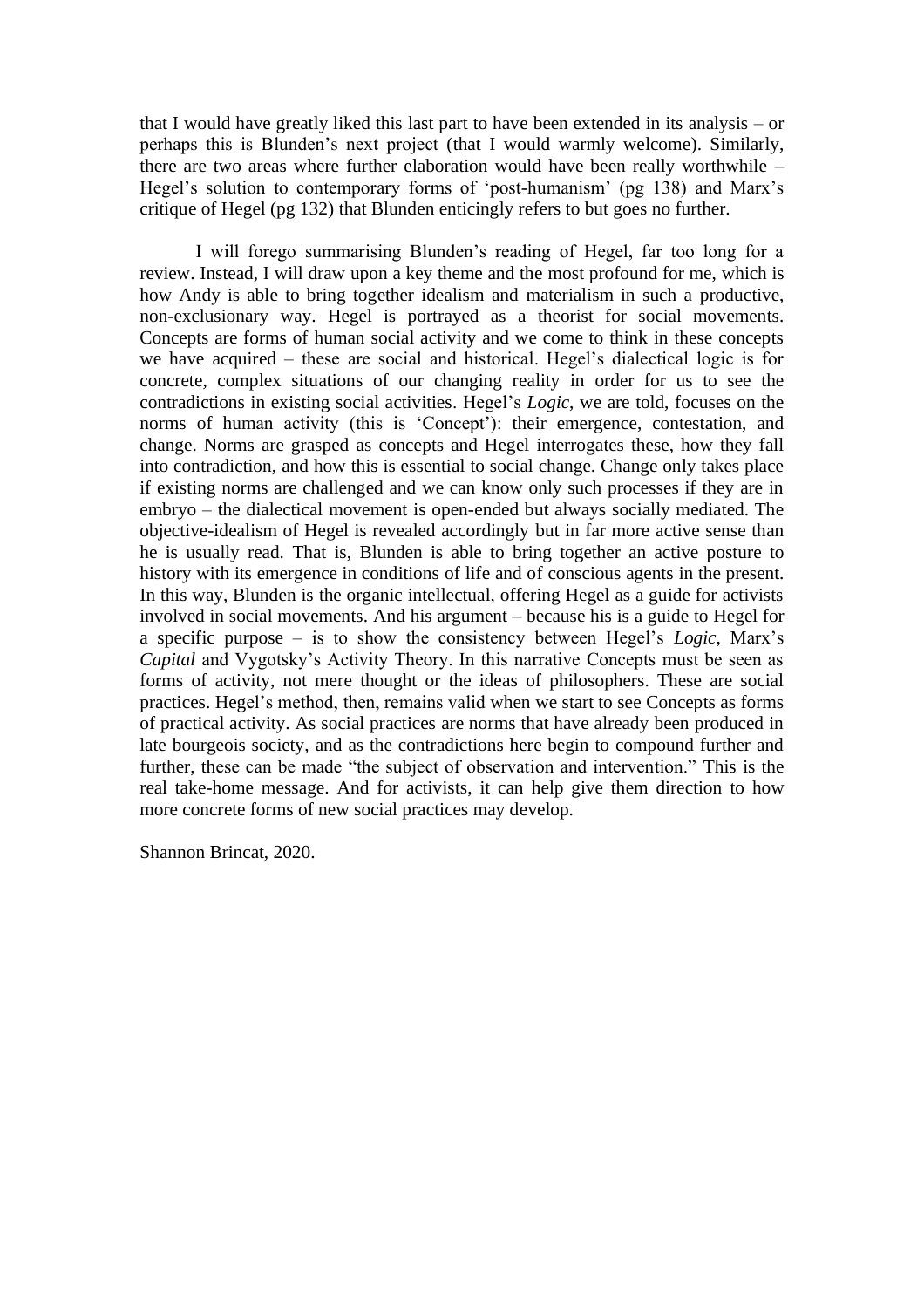that I would have greatly liked this last part to have been extended in its analysis – or perhaps this is Blunden's next project (that I would warmly welcome). Similarly, there are two areas where further elaboration would have been really worthwhile – Hegel's solution to contemporary forms of 'post-humanism' (pg 138) and Marx's critique of Hegel (pg 132) that Blunden enticingly refers to but goes no further.

I will forego summarising Blunden's reading of Hegel, far too long for a review. Instead, I will draw upon a key theme and the most profound for me, which is how Andy is able to bring together idealism and materialism in such a productive, non-exclusionary way. Hegel is portrayed as a theorist for social movements. Concepts are forms of human social activity and we come to think in these concepts we have acquired – these are social and historical. Hegel's dialectical logic is for concrete, complex situations of our changing reality in order for us to see the contradictions in existing social activities. Hegel's *Logic*, we are told, focuses on the norms of human activity (this is 'Concept'): their emergence, contestation, and change. Norms are grasped as concepts and Hegel interrogates these, how they fall into contradiction, and how this is essential to social change. Change only takes place if existing norms are challenged and we can know only such processes if they are in embryo – the dialectical movement is open-ended but always socially mediated. The objective-idealism of Hegel is revealed accordingly but in far more active sense than he is usually read. That is, Blunden is able to bring together an active posture to history with its emergence in conditions of life and of conscious agents in the present. In this way, Blunden is the organic intellectual, offering Hegel as a guide for activists involved in social movements. And his argument – because his is a guide to Hegel for a specific purpose – is to show the consistency between Hegel's *Logic*, Marx's *Capital* and Vygotsky's Activity Theory. In this narrative Concepts must be seen as forms of activity, not mere thought or the ideas of philosophers. These are social practices. Hegel's method, then, remains valid when we start to see Concepts as forms of practical activity. As social practices are norms that have already been produced in late bourgeois society, and as the contradictions here begin to compound further and further, these can be made "the subject of observation and intervention." This is the real take-home message. And for activists, it can help give them direction to how more concrete forms of new social practices may develop.

Shannon Brincat, 2020.